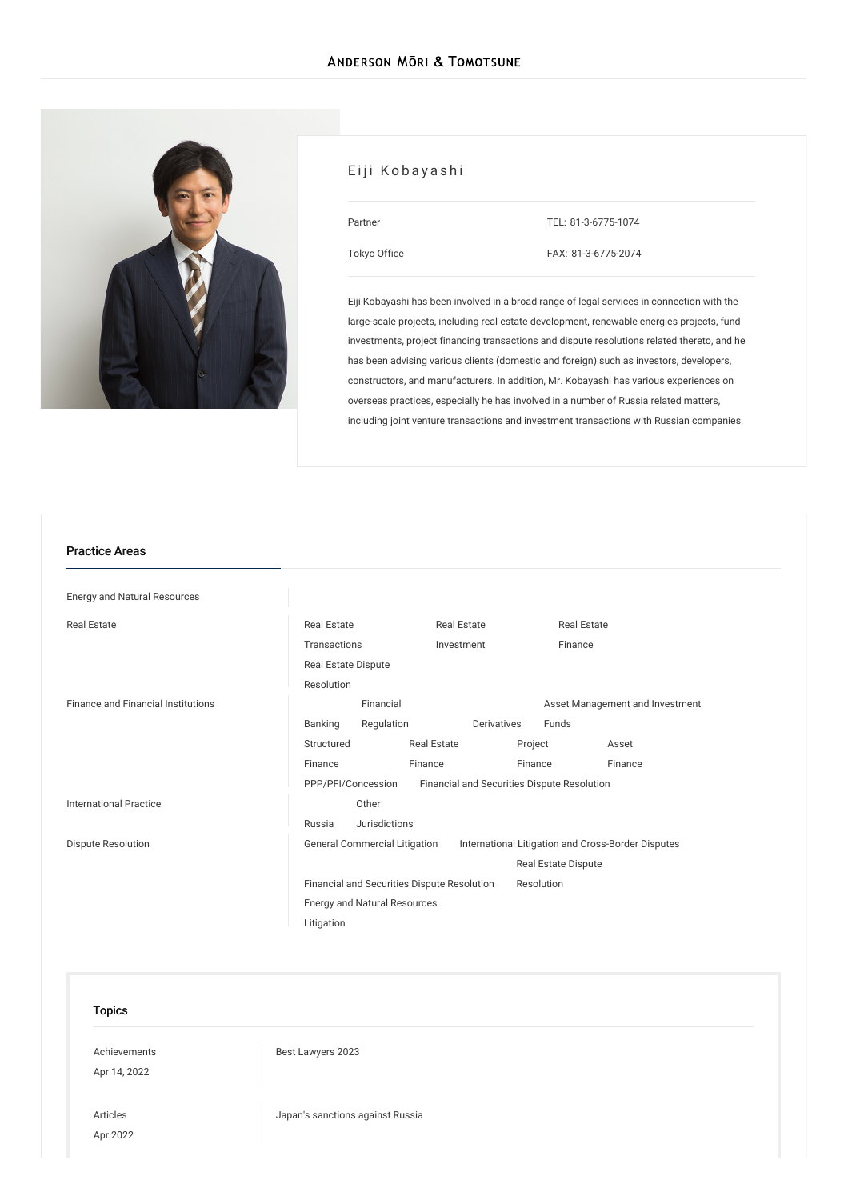# Eiji Kobayashi

Partner

Tokyo Office

TEL: 81-3-6775-1074

FAX: 81-3-6775-2074

Eiji Kobayashi has been involved in a broad range of legal services in connection with the large-scale projects, including real estate development, renewable energies projects, fund investments, project financing transactions and dispute resolutions related thereto, and he has been advising various clients (domestic and foreign) such as investors, developers, constructors, and manufacturers. In addition, Mr. Kobayashi has various experiences on overseas practices, especially he has involved in a number of Russia related matters, including joint venture transactions and investment transactions with Russian companies.

## Practice Areas

| | |
|---|---|
| Energy and Natural Resources | |
| Real Estate | Real Estate Transactions, Real Estate Investment, Real Estate Finance, Real Estate Dispute Resolution |
| Finance and Financial Institutions | Banking, Financial Regulation, Derivatives, Asset Management and Investment Funds, Structured Finance, Real Estate Finance, Project Finance, Asset Finance, PPP/PFI/Concession, Financial and Securities Dispute Resolution |
| International Practice | Russia, Other Jurisdictions |
| Dispute Resolution | General Commercial Litigation, International Litigation and Cross-Border Disputes, Financial and Securities Dispute Resolution, Real Estate Dispute Resolution, Energy and Natural Resources Litigation |

## Topics

| | |
|---|---|
| Achievements<br>Apr 14, 2022 | Best Lawyers 2023 |
| Articles<br>Apr 2022 | Japan's sanctions against Russia |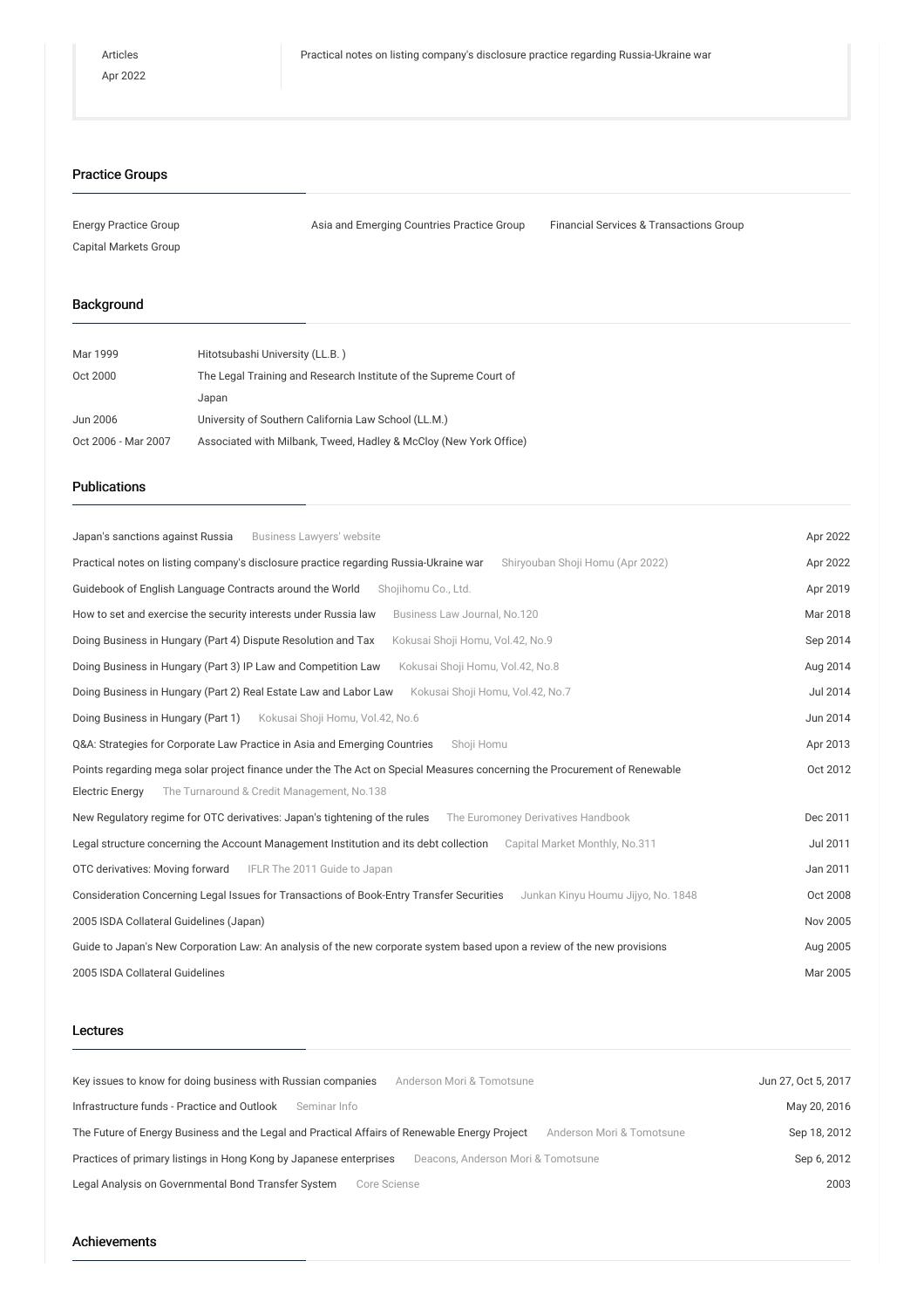| | |
|---|---|
| Articles<br>Apr 2022 | Practical notes on listing company's disclosure practice regarding Russia-Ukraine war |

## Practice Groups

Energy Practice Group
Asia and Emerging Countries Practice Group
Financial Services & Transactions Group
Capital Markets Group

## Background

| | |
|---|---|
| Mar 1999 | Hitotsubashi University (LL.B. ) |
| Oct 2000 | The Legal Training and Research Institute of the Supreme Court of Japan |
| Jun 2006 | University of Southern California Law School (LL.M.) |
| Oct 2006 - Mar 2007 | Associated with Milbank, Tweed, Hadley & McCloy (New York Office) |

## Publications

| Title | Source | Date |
|---|---|---|
| Japan's sanctions against Russia | Business Lawyers' website | Apr 2022 |
| Practical notes on listing company's disclosure practice regarding Russia-Ukraine war | Shiryouban Shoji Homu (Apr 2022) | Apr 2022 |
| Guidebook of English Language Contracts around the World | Shojihomu Co., Ltd. | Apr 2019 |
| How to set and exercise the security interests under Russia law | Business Law Journal, No.120 | Mar 2018 |
| Doing Business in Hungary (Part 4) Dispute Resolution and Tax | Kokusai Shoji Homu, Vol.42, No.9 | Sep 2014 |
| Doing Business in Hungary (Part 3) IP Law and Competition Law | Kokusai Shoji Homu, Vol.42, No.8 | Aug 2014 |
| Doing Business in Hungary (Part 2) Real Estate Law and Labor Law | Kokusai Shoji Homu, Vol.42, No.7 | Jul 2014 |
| Doing Business in Hungary (Part 1) | Kokusai Shoji Homu, Vol.42, No.6 | Jun 2014 |
| Q&A: Strategies for Corporate Law Practice in Asia and Emerging Countries | Shoji Homu | Apr 2013 |
| Points regarding mega solar project finance under the The Act on Special Measures concerning the Procurement of Renewable Electric Energy | The Turnaround & Credit Management, No.138 | Oct 2012 |
| New Regulatory regime for OTC derivatives: Japan's tightening of the rules | The Euromoney Derivatives Handbook | Dec 2011 |
| Legal structure concerning the Account Management Institution and its debt collection | Capital Market Monthly, No.311 | Jul 2011 |
| OTC derivatives: Moving forward | IFLR The 2011 Guide to Japan | Jan 2011 |
| Consideration Concerning Legal Issues for Transactions of Book-Entry Transfer Securities | Junkan Kinyu Houmu Jijyo, No. 1848 | Oct 2008 |
| 2005 ISDA Collateral Guidelines (Japan) | | Nov 2005 |
| Guide to Japan's New Corporation Law: An analysis of the new corporate system based upon a review of the new provisions | | Aug 2005 |
| 2005 ISDA Collateral Guidelines | | Mar 2005 |

## Lectures

| Title | Organizer | Date |
|---|---|---|
| Key issues to know for doing business with Russian companies | Anderson Mori & Tomotsune | Jun 27, Oct 5, 2017 |
| Infrastructure funds - Practice and Outlook | Seminar Info | May 20, 2016 |
| The Future of Energy Business and the Legal and Practical Affairs of Renewable Energy Project | Anderson Mori & Tomotsune | Sep 18, 2012 |
| Practices of primary listings in Hong Kong by Japanese enterprises | Deacons, Anderson Mori & Tomotsune | Sep 6, 2012 |
| Legal Analysis on Governmental Bond Transfer System | Core Sciense | 2003 |

## Achievements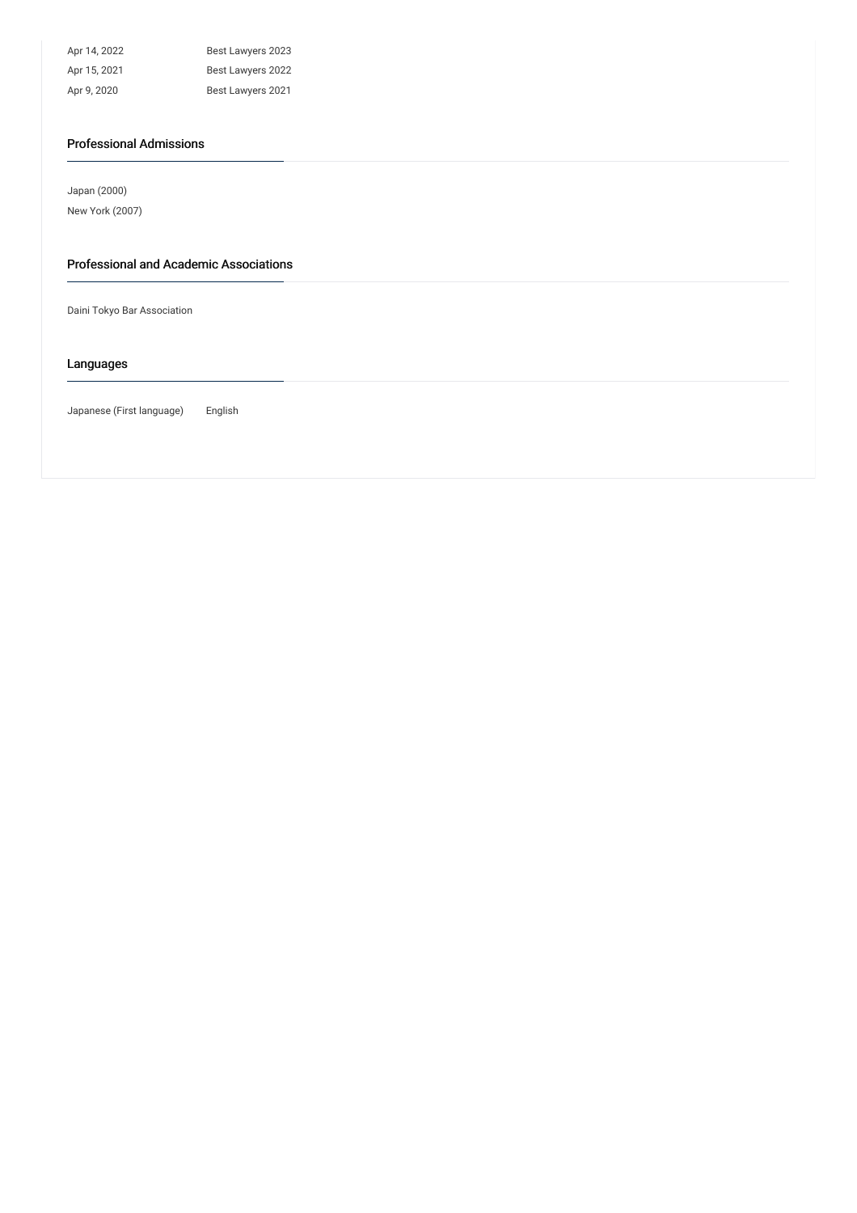| | |
|---|---|
| Apr 14, 2022 | Best Lawyers 2023 |
| Apr 15, 2021 | Best Lawyers 2022 |
| Apr 9, 2020 | Best Lawyers 2021 |

## Professional Admissions

Japan (2000)

New York (2007)

## Professional and Academic Associations

Daini Tokyo Bar Association

## Languages

Japanese (First language) English